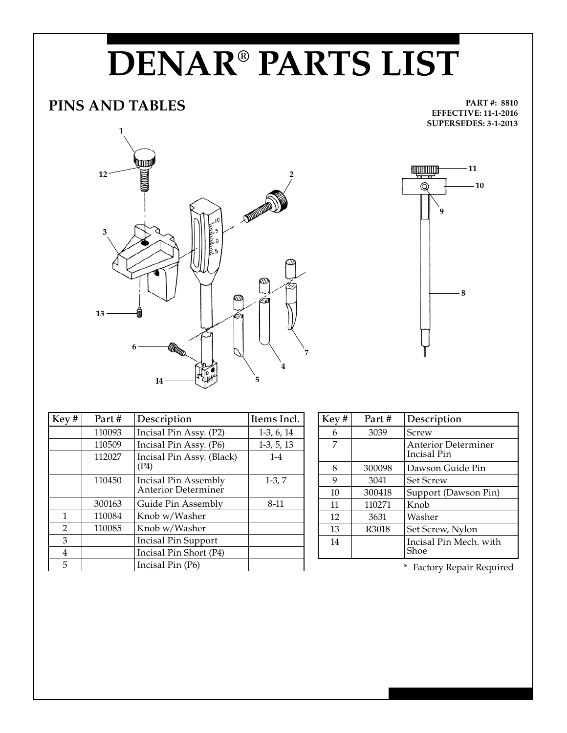# DENAR® PARTS LIST

## PINS AND TABLES

**PART #: 8810**
**EFFECTIVE: 11-1-2016**
**SUPERSEDES: 3-1-2013**

| Key # | Part # | Description | Items Incl. |
|---|---|---|---|
| | 110093 | Incisal Pin Assy. (P2) | 1-3, 6, 14 |
| | 110509 | Incisal Pin Assy. (P6) | 1-3, 5, 13 |
| | 112027 | Incisal Pin Assy. (Black) (P4) | 1-4 |
| | 110450 | Incisal Pin Assembly Anterior Determiner | 1-3, 7 |
| | 300163 | Guide Pin Assembly | 8-11 |
| 1 | 110084 | Knob w/Washer | |
| 2 | 110085 | Knob w/Washer | |
| 3 | | Incisal Pin Support | |
| 4 | | Incisal Pin Short (P4) | |
| 5 | | Incisal Pin (P6) | |

| Key # | Part # | Description |
|---|---|---|
| 6 | 3039 | Screw |
| 7 | | Anterior Determiner Incisal Pin |
| 8 | 300098 | Dawson Guide Pin |
| 9 | 3041 | Set Screw |
| 10 | 300418 | Support (Dawson Pin) |
| 11 | 110271 | Knob |
| 12 | 3631 | Washer |
| 13 | R3018 | Set Screw, Nylon |
| 14 | | Incisal Pin Mech. with Shoe |

* Factory Repair Required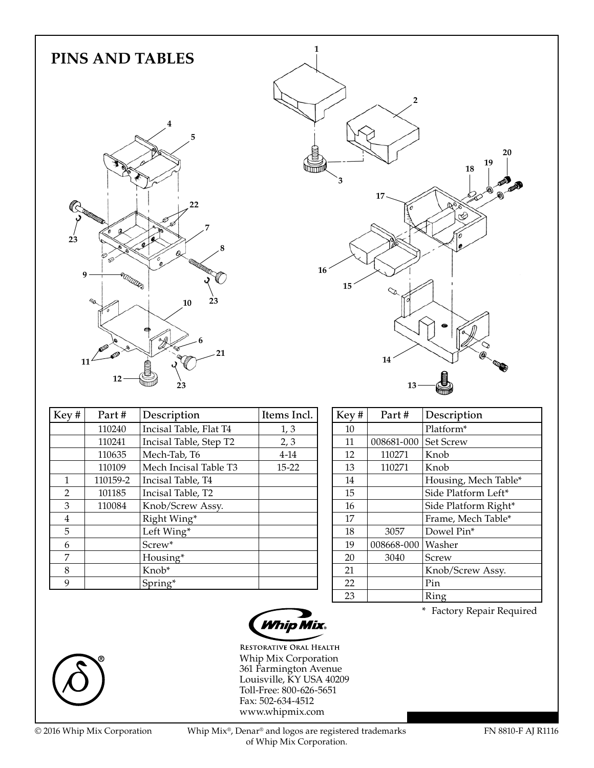# PINS AND TABLES

1
2
3
4
5
6
7
8
9
10
11
12
13
14
15
16
17
18
19
20
21
22
23

| Key # | Part # | Description | Items Incl. |
|---|---|---|---|
| | 110240 | Incisal Table, Flat T4 | 1, 3 |
| | 110241 | Incisal Table, Step T2 | 2, 3 |
| | 110635 | Mech-Tab, T6 | 4-14 |
| | 110109 | Mech Incisal Table T3 | 15-22 |
| 1 | 110159-2 | Incisal Table, T4 | |
| 2 | 101185 | Incisal Table, T2 | |
| 3 | 110084 | Knob/Screw Assy. | |
| 4 | | Right Wing* | |
| 5 | | Left Wing* | |
| 6 | | Screw* | |
| 7 | | Housing* | |
| 8 | | Knob* | |
| 9 | | Spring* | |

| Key # | Part # | Description |
|---|---|---|
| 10 | | Platform* |
| 11 | 008681-000 | Set Screw |
| 12 | 110271 | Knob |
| 13 | 110271 | Knob |
| 14 | | Housing, Mech Table* |
| 15 | | Side Platform Left* |
| 16 | | Side Platform Right* |
| 17 | | Frame, Mech Table* |
| 18 | 3057 | Dowel Pin* |
| 19 | 008668-000 | Washer |
| 20 | 3040 | Screw |
| 21 | | Knob/Screw Assy. |
| 22 | | Pin |
| 23 | | Ring |

\* Factory Repair Required

Whip Mix®
RESTORATIVE ORAL HEALTH
Whip Mix Corporation
361 Farmington Avenue
Louisville, KY USA 40209
Toll-Free: 800-626-5651
Fax: 502-634-4512
www.whipmix.com

© 2016 Whip Mix Corporation

Whip Mix®, Denar® and logos are registered trademarks of Whip Mix Corporation.

FN 8810-F AJ R1116